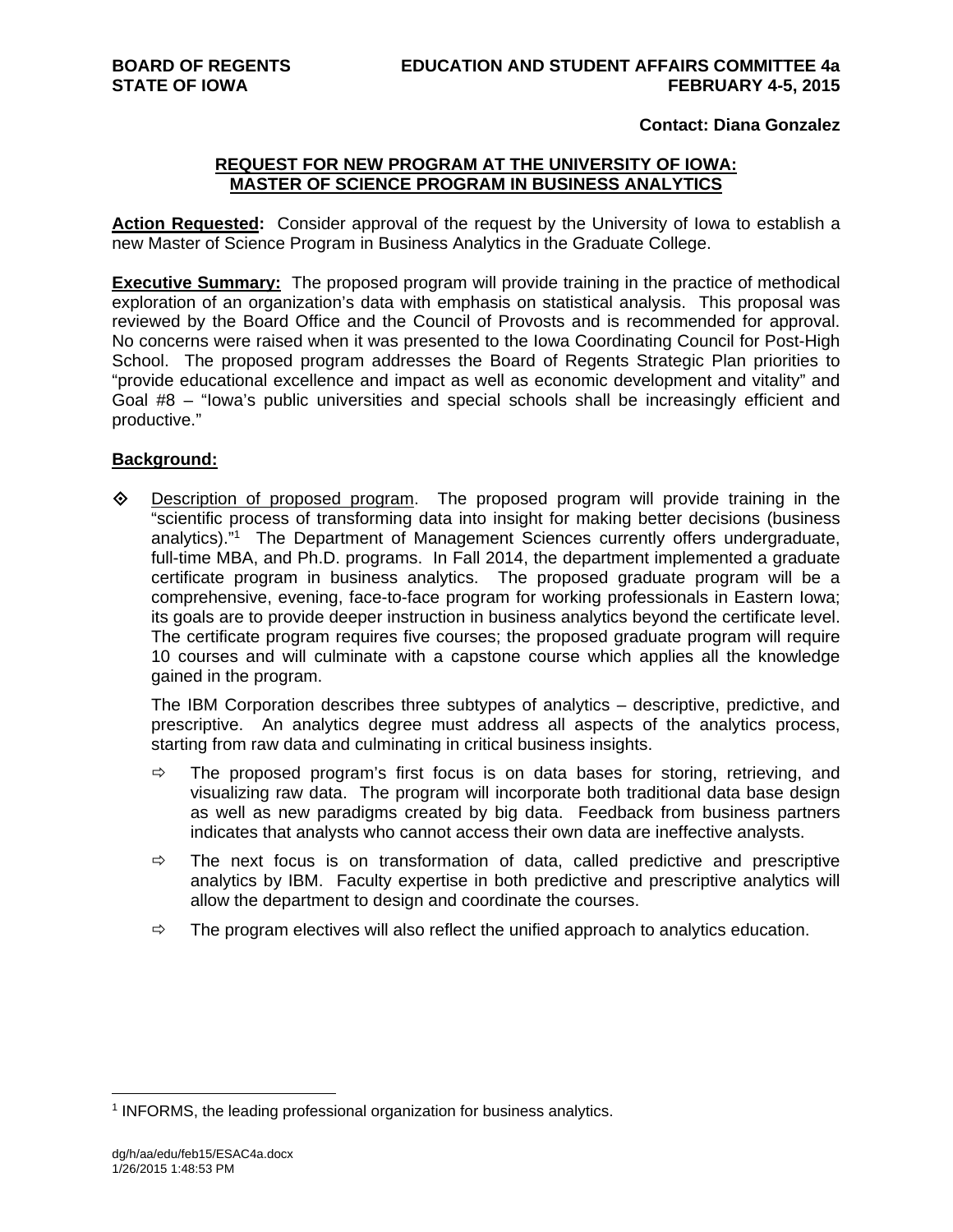**BOARD OF REGENTS** **EDUCATION AND STUDENT AFFAIRS COMMITTEE 4a**
**STATE OF IOWA** **FEBRUARY 4-5, 2015**

**Contact: Diana Gonzalez**

## REQUEST FOR NEW PROGRAM AT THE UNIVERSITY OF IOWA: MASTER OF SCIENCE PROGRAM IN BUSINESS ANALYTICS

**Action Requested:** Consider approval of the request by the University of Iowa to establish a new Master of Science Program in Business Analytics in the Graduate College.

**Executive Summary:** The proposed program will provide training in the practice of methodical exploration of an organization's data with emphasis on statistical analysis. This proposal was reviewed by the Board Office and the Council of Provosts and is recommended for approval. No concerns were raised when it was presented to the Iowa Coordinating Council for Post-High School. The proposed program addresses the Board of Regents Strategic Plan priorities to "provide educational excellence and impact as well as economic development and vitality" and Goal #8 – "Iowa's public universities and special schools shall be increasingly efficient and productive."

**Background:**

- Description of proposed program. The proposed program will provide training in the "scientific process of transforming data into insight for making better decisions (business analytics)."[1] The Department of Management Sciences currently offers undergraduate, full-time MBA, and Ph.D. programs. In Fall 2014, the department implemented a graduate certificate program in business analytics. The proposed graduate program will be a comprehensive, evening, face-to-face program for working professionals in Eastern Iowa; its goals are to provide deeper instruction in business analytics beyond the certificate level. The certificate program requires five courses; the proposed graduate program will require 10 courses and will culminate with a capstone course which applies all the knowledge gained in the program.

  The IBM Corporation describes three subtypes of analytics – descriptive, predictive, and prescriptive. An analytics degree must address all aspects of the analytics process, starting from raw data and culminating in critical business insights.

  - The proposed program's first focus is on data bases for storing, retrieving, and visualizing raw data. The program will incorporate both traditional data base design as well as new paradigms created by big data. Feedback from business partners indicates that analysts who cannot access their own data are ineffective analysts.
  - The next focus is on transformation of data, called predictive and prescriptive analytics by IBM. Faculty expertise in both predictive and prescriptive analytics will allow the department to design and coordinate the courses.
  - The program electives will also reflect the unified approach to analytics education.

[1] INFORMS, the leading professional organization for business analytics.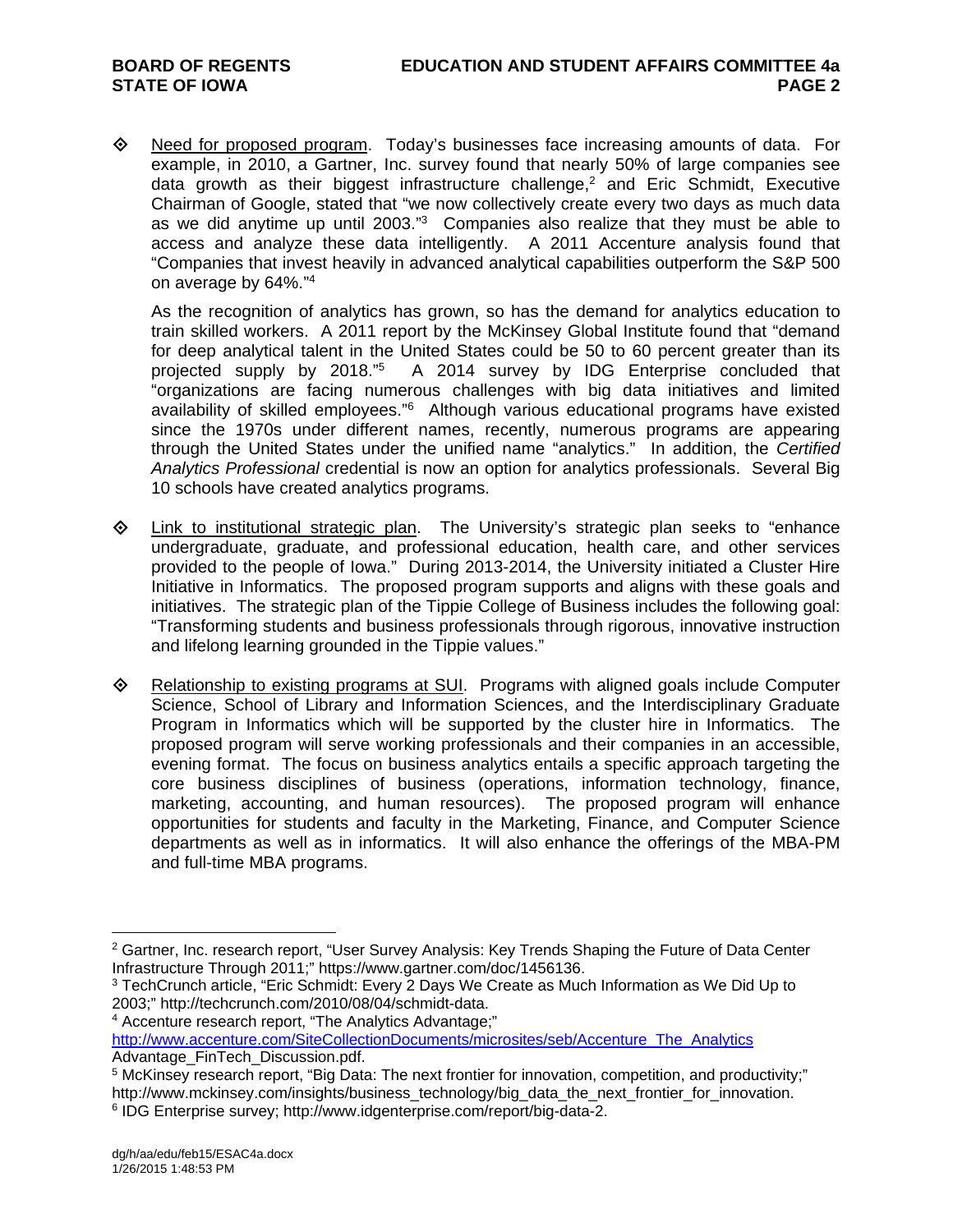- Need for proposed program. Today's businesses face increasing amounts of data. For example, in 2010, a Gartner, Inc. survey found that nearly 50% of large companies see data growth as their biggest infrastructure challenge,[2] and Eric Schmidt, Executive Chairman of Google, stated that "we now collectively create every two days as much data as we did anytime up until 2003."[3] Companies also realize that they must be able to access and analyze these data intelligently. A 2011 Accenture analysis found that "Companies that invest heavily in advanced analytical capabilities outperform the S&P 500 on average by 64%."[4]

  As the recognition of analytics has grown, so has the demand for analytics education to train skilled workers. A 2011 report by the McKinsey Global Institute found that "demand for deep analytical talent in the United States could be 50 to 60 percent greater than its projected supply by 2018."[5] A 2014 survey by IDG Enterprise concluded that "organizations are facing numerous challenges with big data initiatives and limited availability of skilled employees."[6] Although various educational programs have existed since the 1970s under different names, recently, numerous programs are appearing through the United States under the unified name "analytics." In addition, the *Certified Analytics Professional* credential is now an option for analytics professionals. Several Big 10 schools have created analytics programs.

- Link to institutional strategic plan. The University's strategic plan seeks to "enhance undergraduate, graduate, and professional education, health care, and other services provided to the people of Iowa." During 2013-2014, the University initiated a Cluster Hire Initiative in Informatics. The proposed program supports and aligns with these goals and initiatives. The strategic plan of the Tippie College of Business includes the following goal: "Transforming students and business professionals through rigorous, innovative instruction and lifelong learning grounded in the Tippie values."

- Relationship to existing programs at SUI. Programs with aligned goals include Computer Science, School of Library and Information Sciences, and the Interdisciplinary Graduate Program in Informatics which will be supported by the cluster hire in Informatics. The proposed program will serve working professionals and their companies in an accessible, evening format. The focus on business analytics entails a specific approach targeting the core business disciplines of business (operations, information technology, finance, marketing, accounting, and human resources). The proposed program will enhance opportunities for students and faculty in the Marketing, Finance, and Computer Science departments as well as in informatics. It will also enhance the offerings of the MBA-PM and full-time MBA programs.

---

[2] Gartner, Inc. research report, "User Survey Analysis: Key Trends Shaping the Future of Data Center Infrastructure Through 2011;" https://www.gartner.com/doc/1456136.

[3] TechCrunch article, "Eric Schmidt: Every 2 Days We Create as Much Information as We Did Up to 2003;" http://techcrunch.com/2010/08/04/schmidt-data.

[4] Accenture research report, "The Analytics Advantage;" http://www.accenture.com/SiteCollectionDocuments/microsites/seb/Accenture_The_Analytics Advantage_FinTech_Discussion.pdf.

[5] McKinsey research report, "Big Data: The next frontier for innovation, competition, and productivity;" http://www.mckinsey.com/insights/business_technology/big_data_the_next_frontier_for_innovation.

[6] IDG Enterprise survey; http://www.idgenterprise.com/report/big-data-2.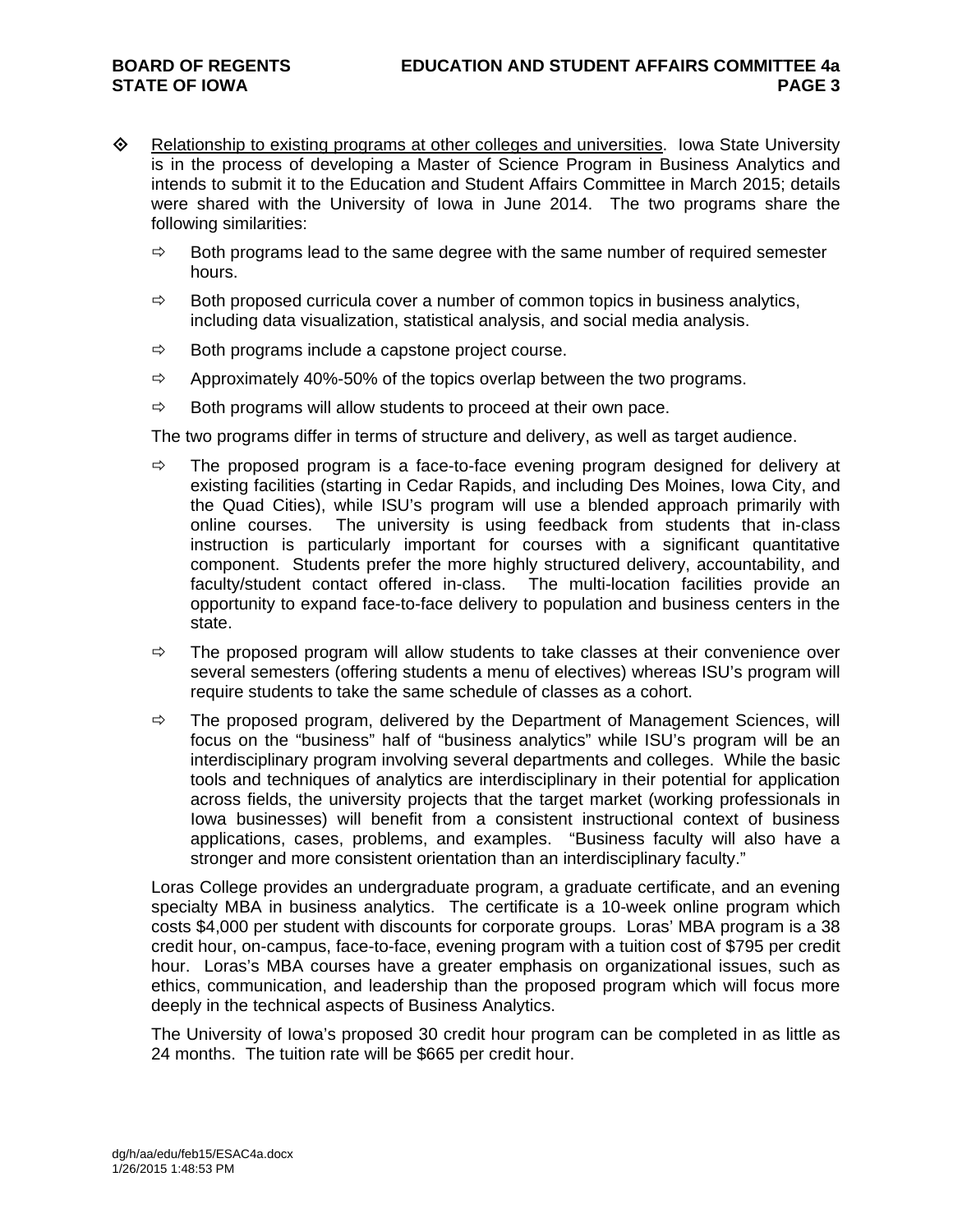- Relationship to existing programs at other colleges and universities. Iowa State University is in the process of developing a Master of Science Program in Business Analytics and intends to submit it to the Education and Student Affairs Committee in March 2015; details were shared with the University of Iowa in June 2014. The two programs share the following similarities:

  - Both programs lead to the same degree with the same number of required semester hours.
  - Both proposed curricula cover a number of common topics in business analytics, including data visualization, statistical analysis, and social media analysis.
  - Both programs include a capstone project course.
  - Approximately 40%-50% of the topics overlap between the two programs.
  - Both programs will allow students to proceed at their own pace.

  The two programs differ in terms of structure and delivery, as well as target audience.

  - The proposed program is a face-to-face evening program designed for delivery at existing facilities (starting in Cedar Rapids, and including Des Moines, Iowa City, and the Quad Cities), while ISU's program will use a blended approach primarily with online courses. The university is using feedback from students that in-class instruction is particularly important for courses with a significant quantitative component. Students prefer the more highly structured delivery, accountability, and faculty/student contact offered in-class. The multi-location facilities provide an opportunity to expand face-to-face delivery to population and business centers in the state.
  - The proposed program will allow students to take classes at their convenience over several semesters (offering students a menu of electives) whereas ISU's program will require students to take the same schedule of classes as a cohort.
  - The proposed program, delivered by the Department of Management Sciences, will focus on the "business" half of "business analytics" while ISU's program will be an interdisciplinary program involving several departments and colleges. While the basic tools and techniques of analytics are interdisciplinary in their potential for application across fields, the university projects that the target market (working professionals in Iowa businesses) will benefit from a consistent instructional context of business applications, cases, problems, and examples. "Business faculty will also have a stronger and more consistent orientation than an interdisciplinary faculty."

  Loras College provides an undergraduate program, a graduate certificate, and an evening specialty MBA in business analytics. The certificate is a 10-week online program which costs $4,000 per student with discounts for corporate groups. Loras' MBA program is a 38 credit hour, on-campus, face-to-face, evening program with a tuition cost of $795 per credit hour. Loras's MBA courses have a greater emphasis on organizational issues, such as ethics, communication, and leadership than the proposed program which will focus more deeply in the technical aspects of Business Analytics.

  The University of Iowa's proposed 30 credit hour program can be completed in as little as 24 months. The tuition rate will be $665 per credit hour.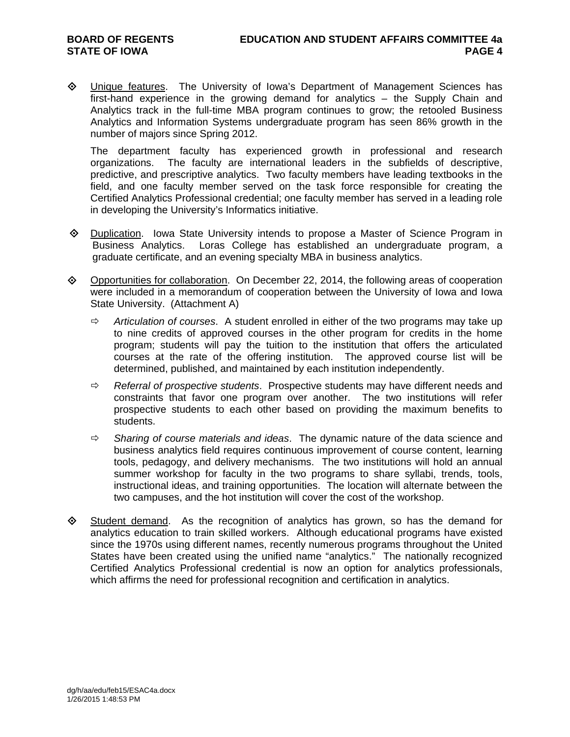- <u>Unique features</u>. The University of Iowa's Department of Management Sciences has first-hand experience in the growing demand for analytics – the Supply Chain and Analytics track in the full-time MBA program continues to grow; the retooled Business Analytics and Information Systems undergraduate program has seen 86% growth in the number of majors since Spring 2012.

  The department faculty has experienced growth in professional and research organizations. The faculty are international leaders in the subfields of descriptive, predictive, and prescriptive analytics. Two faculty members have leading textbooks in the field, and one faculty member served on the task force responsible for creating the Certified Analytics Professional credential; one faculty member has served in a leading role in developing the University's Informatics initiative.

- <u>Duplication</u>. Iowa State University intends to propose a Master of Science Program in Business Analytics. Loras College has established an undergraduate program, a graduate certificate, and an evening specialty MBA in business analytics.

- <u>Opportunities for collaboration</u>. On December 22, 2014, the following areas of cooperation were included in a memorandum of cooperation between the University of Iowa and Iowa State University. (Attachment A)

  - *Articulation of courses*. A student enrolled in either of the two programs may take up to nine credits of approved courses in the other program for credits in the home program; students will pay the tuition to the institution that offers the articulated courses at the rate of the offering institution. The approved course list will be determined, published, and maintained by each institution independently.
  - *Referral of prospective students*. Prospective students may have different needs and constraints that favor one program over another. The two institutions will refer prospective students to each other based on providing the maximum benefits to students.
  - *Sharing of course materials and ideas*. The dynamic nature of the data science and business analytics field requires continuous improvement of course content, learning tools, pedagogy, and delivery mechanisms. The two institutions will hold an annual summer workshop for faculty in the two programs to share syllabi, trends, tools, instructional ideas, and training opportunities. The location will alternate between the two campuses, and the hot institution will cover the cost of the workshop.

- <u>Student demand</u>. As the recognition of analytics has grown, so has the demand for analytics education to train skilled workers. Although educational programs have existed since the 1970s using different names, recently numerous programs throughout the United States have been created using the unified name "analytics." The nationally recognized Certified Analytics Professional credential is now an option for analytics professionals, which affirms the need for professional recognition and certification in analytics.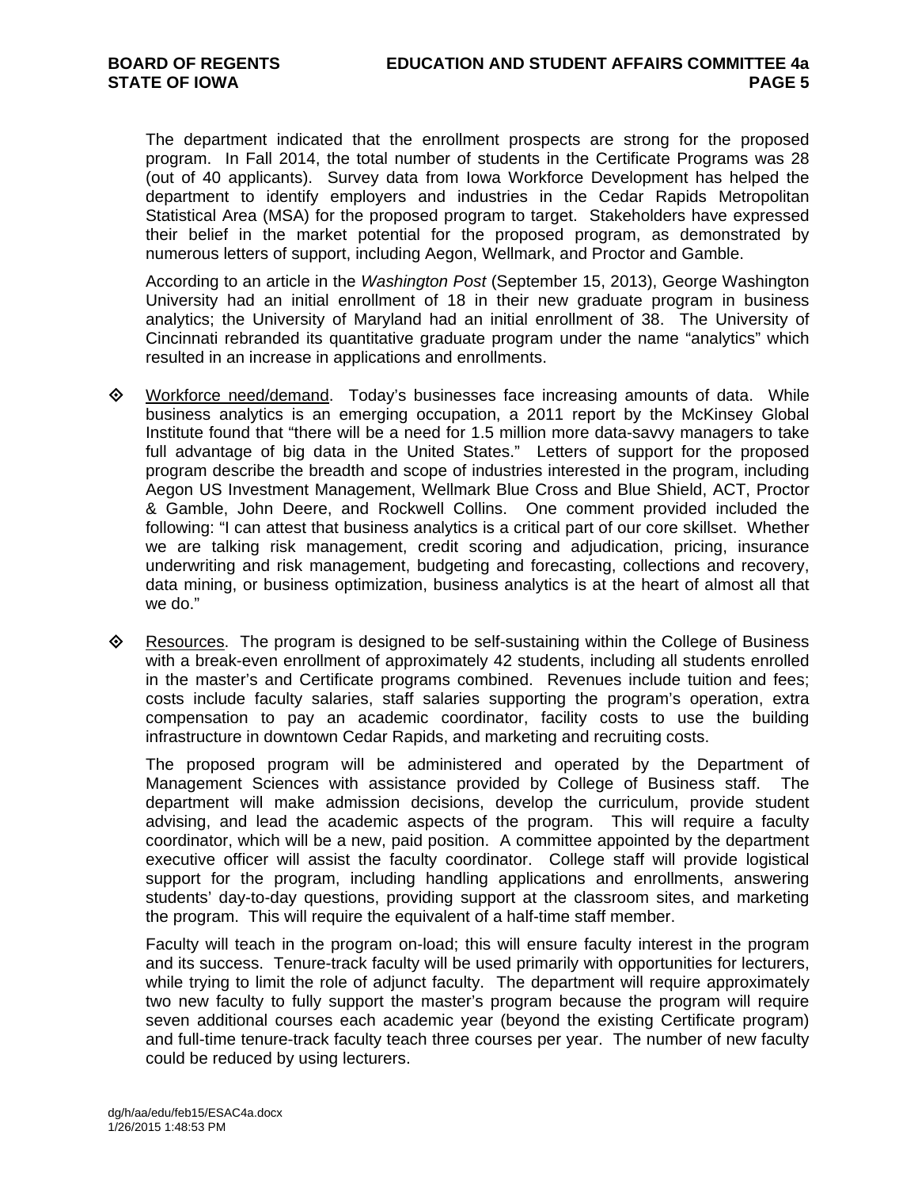The department indicated that the enrollment prospects are strong for the proposed program. In Fall 2014, the total number of students in the Certificate Programs was 28 (out of 40 applicants). Survey data from Iowa Workforce Development has helped the department to identify employers and industries in the Cedar Rapids Metropolitan Statistical Area (MSA) for the proposed program to target. Stakeholders have expressed their belief in the market potential for the proposed program, as demonstrated by numerous letters of support, including Aegon, Wellmark, and Proctor and Gamble.

According to an article in the *Washington Post* (September 15, 2013), George Washington University had an initial enrollment of 18 in their new graduate program in business analytics; the University of Maryland had an initial enrollment of 38. The University of Cincinnati rebranded its quantitative graduate program under the name "analytics" which resulted in an increase in applications and enrollments.

- Workforce need/demand. Today's businesses face increasing amounts of data. While business analytics is an emerging occupation, a 2011 report by the McKinsey Global Institute found that "there will be a need for 1.5 million more data-savvy managers to take full advantage of big data in the United States." Letters of support for the proposed program describe the breadth and scope of industries interested in the program, including Aegon US Investment Management, Wellmark Blue Cross and Blue Shield, ACT, Proctor & Gamble, John Deere, and Rockwell Collins. One comment provided included the following: "I can attest that business analytics is a critical part of our core skillset. Whether we are talking risk management, credit scoring and adjudication, pricing, insurance underwriting and risk management, budgeting and forecasting, collections and recovery, data mining, or business optimization, business analytics is at the heart of almost all that we do."

- Resources. The program is designed to be self-sustaining within the College of Business with a break-even enrollment of approximately 42 students, including all students enrolled in the master's and Certificate programs combined. Revenues include tuition and fees; costs include faculty salaries, staff salaries supporting the program's operation, extra compensation to pay an academic coordinator, facility costs to use the building infrastructure in downtown Cedar Rapids, and marketing and recruiting costs.

  The proposed program will be administered and operated by the Department of Management Sciences with assistance provided by College of Business staff. The department will make admission decisions, develop the curriculum, provide student advising, and lead the academic aspects of the program. This will require a faculty coordinator, which will be a new, paid position. A committee appointed by the department executive officer will assist the faculty coordinator. College staff will provide logistical support for the program, including handling applications and enrollments, answering students' day-to-day questions, providing support at the classroom sites, and marketing the program. This will require the equivalent of a half-time staff member.

  Faculty will teach in the program on-load; this will ensure faculty interest in the program and its success. Tenure-track faculty will be used primarily with opportunities for lecturers, while trying to limit the role of adjunct faculty. The department will require approximately two new faculty to fully support the master's program because the program will require seven additional courses each academic year (beyond the existing Certificate program) and full-time tenure-track faculty teach three courses per year. The number of new faculty could be reduced by using lecturers.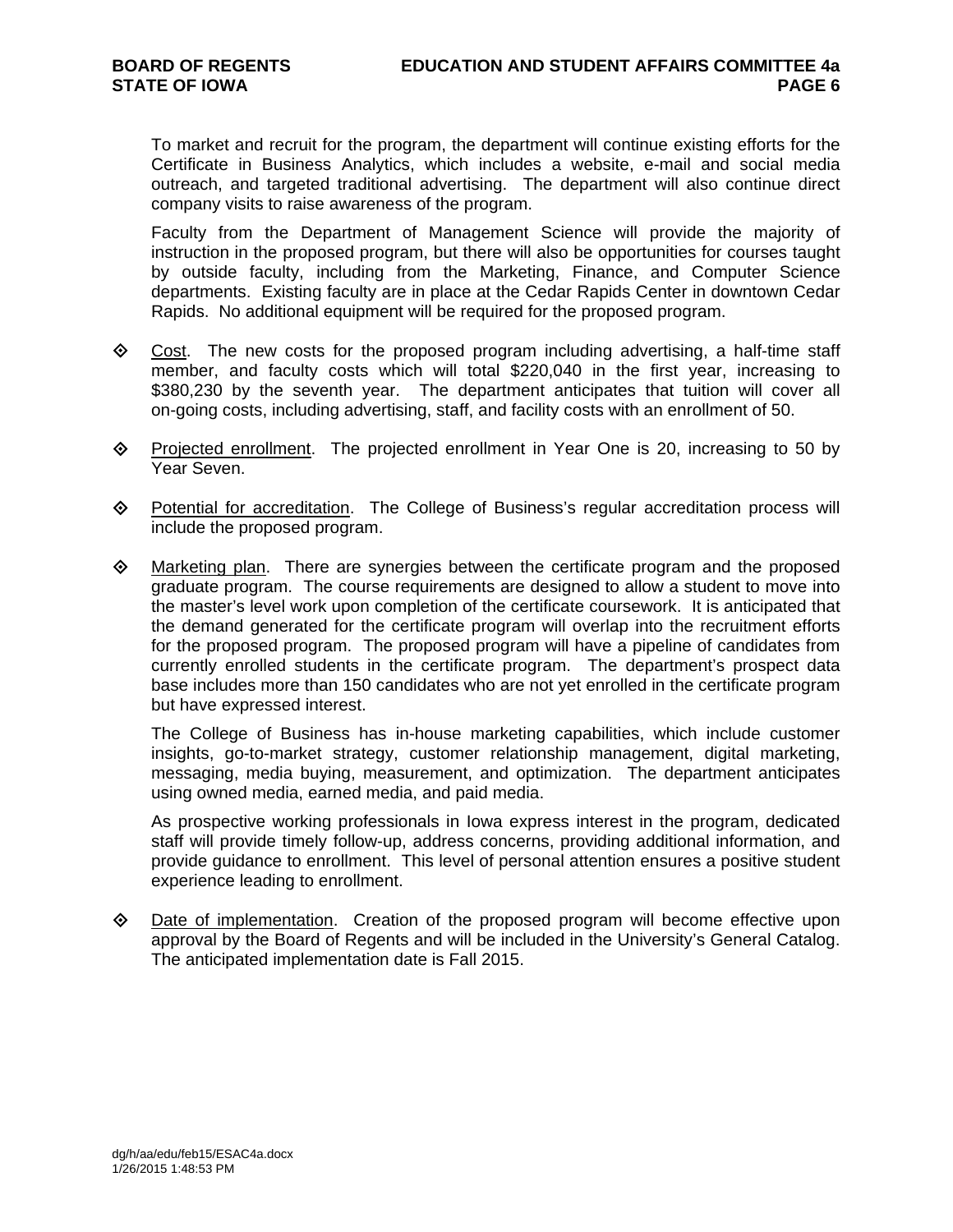To market and recruit for the program, the department will continue existing efforts for the Certificate in Business Analytics, which includes a website, e-mail and social media outreach, and targeted traditional advertising. The department will also continue direct company visits to raise awareness of the program.

Faculty from the Department of Management Science will provide the majority of instruction in the proposed program, but there will also be opportunities for courses taught by outside faculty, including from the Marketing, Finance, and Computer Science departments. Existing faculty are in place at the Cedar Rapids Center in downtown Cedar Rapids. No additional equipment will be required for the proposed program.

- Cost. The new costs for the proposed program including advertising, a half-time staff member, and faculty costs which will total $220,040 in the first year, increasing to $380,230 by the seventh year. The department anticipates that tuition will cover all on-going costs, including advertising, staff, and facility costs with an enrollment of 50.

- Projected enrollment. The projected enrollment in Year One is 20, increasing to 50 by Year Seven.

- Potential for accreditation. The College of Business's regular accreditation process will include the proposed program.

- Marketing plan. There are synergies between the certificate program and the proposed graduate program. The course requirements are designed to allow a student to move into the master's level work upon completion of the certificate coursework. It is anticipated that the demand generated for the certificate program will overlap into the recruitment efforts for the proposed program. The proposed program will have a pipeline of candidates from currently enrolled students in the certificate program. The department's prospect data base includes more than 150 candidates who are not yet enrolled in the certificate program but have expressed interest.

  The College of Business has in-house marketing capabilities, which include customer insights, go-to-market strategy, customer relationship management, digital marketing, messaging, media buying, measurement, and optimization. The department anticipates using owned media, earned media, and paid media.

  As prospective working professionals in Iowa express interest in the program, dedicated staff will provide timely follow-up, address concerns, providing additional information, and provide guidance to enrollment. This level of personal attention ensures a positive student experience leading to enrollment.

- Date of implementation. Creation of the proposed program will become effective upon approval by the Board of Regents and will be included in the University's General Catalog. The anticipated implementation date is Fall 2015.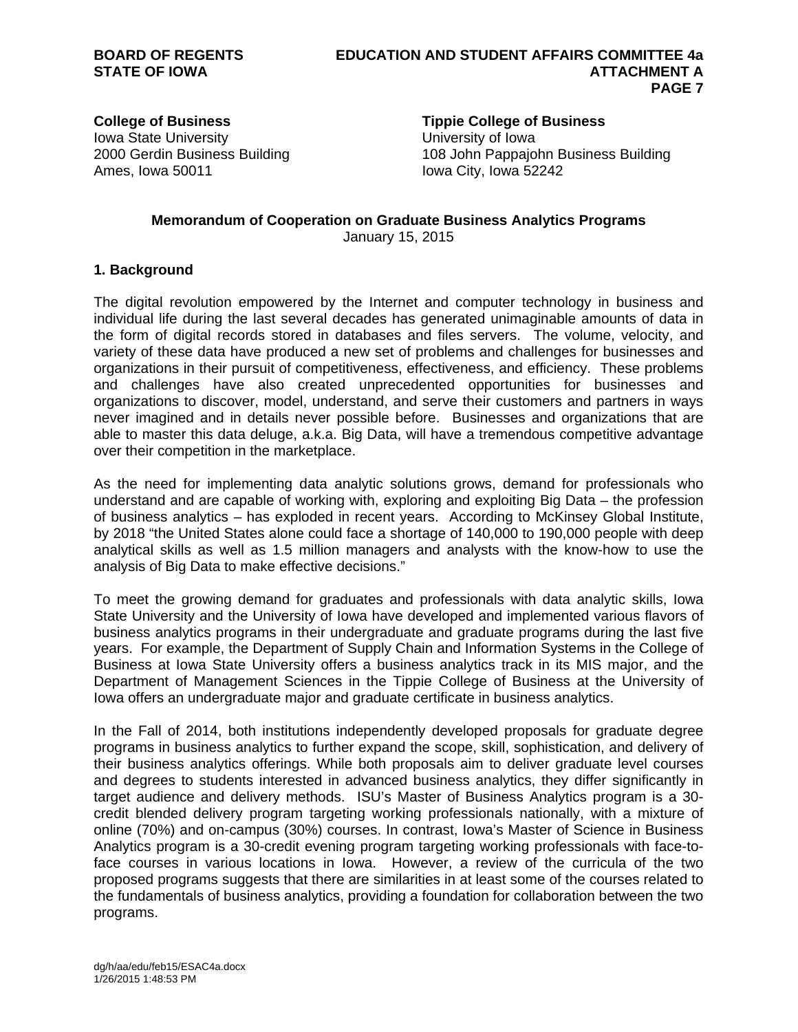**College of Business**
Iowa State University
2000 Gerdin Business Building
Ames, Iowa 50011

**Tippie College of Business**
University of Iowa
108 John Pappajohn Business Building
Iowa City, Iowa 52242

**Memorandum of Cooperation on Graduate Business Analytics Programs**
January 15, 2015

### 1. Background

The digital revolution empowered by the Internet and computer technology in business and individual life during the last several decades has generated unimaginable amounts of data in the form of digital records stored in databases and files servers. The volume, velocity, and variety of these data have produced a new set of problems and challenges for businesses and organizations in their pursuit of competitiveness, effectiveness, and efficiency. These problems and challenges have also created unprecedented opportunities for businesses and organizations to discover, model, understand, and serve their customers and partners in ways never imagined and in details never possible before. Businesses and organizations that are able to master this data deluge, a.k.a. Big Data, will have a tremendous competitive advantage over their competition in the marketplace.

As the need for implementing data analytic solutions grows, demand for professionals who understand and are capable of working with, exploring and exploiting Big Data – the profession of business analytics – has exploded in recent years. According to McKinsey Global Institute, by 2018 "the United States alone could face a shortage of 140,000 to 190,000 people with deep analytical skills as well as 1.5 million managers and analysts with the know-how to use the analysis of Big Data to make effective decisions."

To meet the growing demand for graduates and professionals with data analytic skills, Iowa State University and the University of Iowa have developed and implemented various flavors of business analytics programs in their undergraduate and graduate programs during the last five years. For example, the Department of Supply Chain and Information Systems in the College of Business at Iowa State University offers a business analytics track in its MIS major, and the Department of Management Sciences in the Tippie College of Business at the University of Iowa offers an undergraduate major and graduate certificate in business analytics.

In the Fall of 2014, both institutions independently developed proposals for graduate degree programs in business analytics to further expand the scope, skill, sophistication, and delivery of their business analytics offerings. While both proposals aim to deliver graduate level courses and degrees to students interested in advanced business analytics, they differ significantly in target audience and delivery methods. ISU's Master of Business Analytics program is a 30-credit blended delivery program targeting working professionals nationally, with a mixture of online (70%) and on-campus (30%) courses. In contrast, Iowa's Master of Science in Business Analytics program is a 30-credit evening program targeting working professionals with face-to-face courses in various locations in Iowa. However, a review of the curricula of the two proposed programs suggests that there are similarities in at least some of the courses related to the fundamentals of business analytics, providing a foundation for collaboration between the two programs.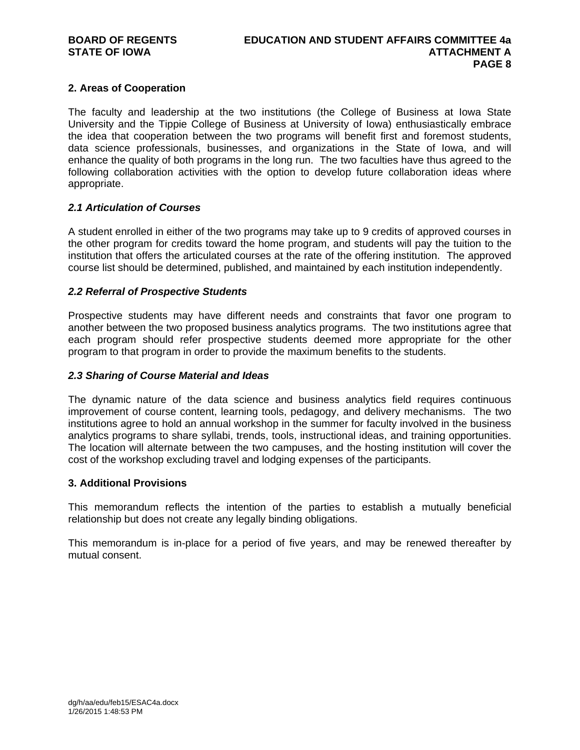## 2. Areas of Cooperation

The faculty and leadership at the two institutions (the College of Business at Iowa State University and the Tippie College of Business at University of Iowa) enthusiastically embrace the idea that cooperation between the two programs will benefit first and foremost students, data science professionals, businesses, and organizations in the State of Iowa, and will enhance the quality of both programs in the long run. The two faculties have thus agreed to the following collaboration activities with the option to develop future collaboration ideas where appropriate.

### *2.1 Articulation of Courses*

A student enrolled in either of the two programs may take up to 9 credits of approved courses in the other program for credits toward the home program, and students will pay the tuition to the institution that offers the articulated courses at the rate of the offering institution. The approved course list should be determined, published, and maintained by each institution independently.

### *2.2 Referral of Prospective Students*

Prospective students may have different needs and constraints that favor one program to another between the two proposed business analytics programs. The two institutions agree that each program should refer prospective students deemed more appropriate for the other program to that program in order to provide the maximum benefits to the students.

### *2.3 Sharing of Course Material and Ideas*

The dynamic nature of the data science and business analytics field requires continuous improvement of course content, learning tools, pedagogy, and delivery mechanisms. The two institutions agree to hold an annual workshop in the summer for faculty involved in the business analytics programs to share syllabi, trends, tools, instructional ideas, and training opportunities. The location will alternate between the two campuses, and the hosting institution will cover the cost of the workshop excluding travel and lodging expenses of the participants.

## 3. Additional Provisions

This memorandum reflects the intention of the parties to establish a mutually beneficial relationship but does not create any legally binding obligations.

This memorandum is in-place for a period of five years, and may be renewed thereafter by mutual consent.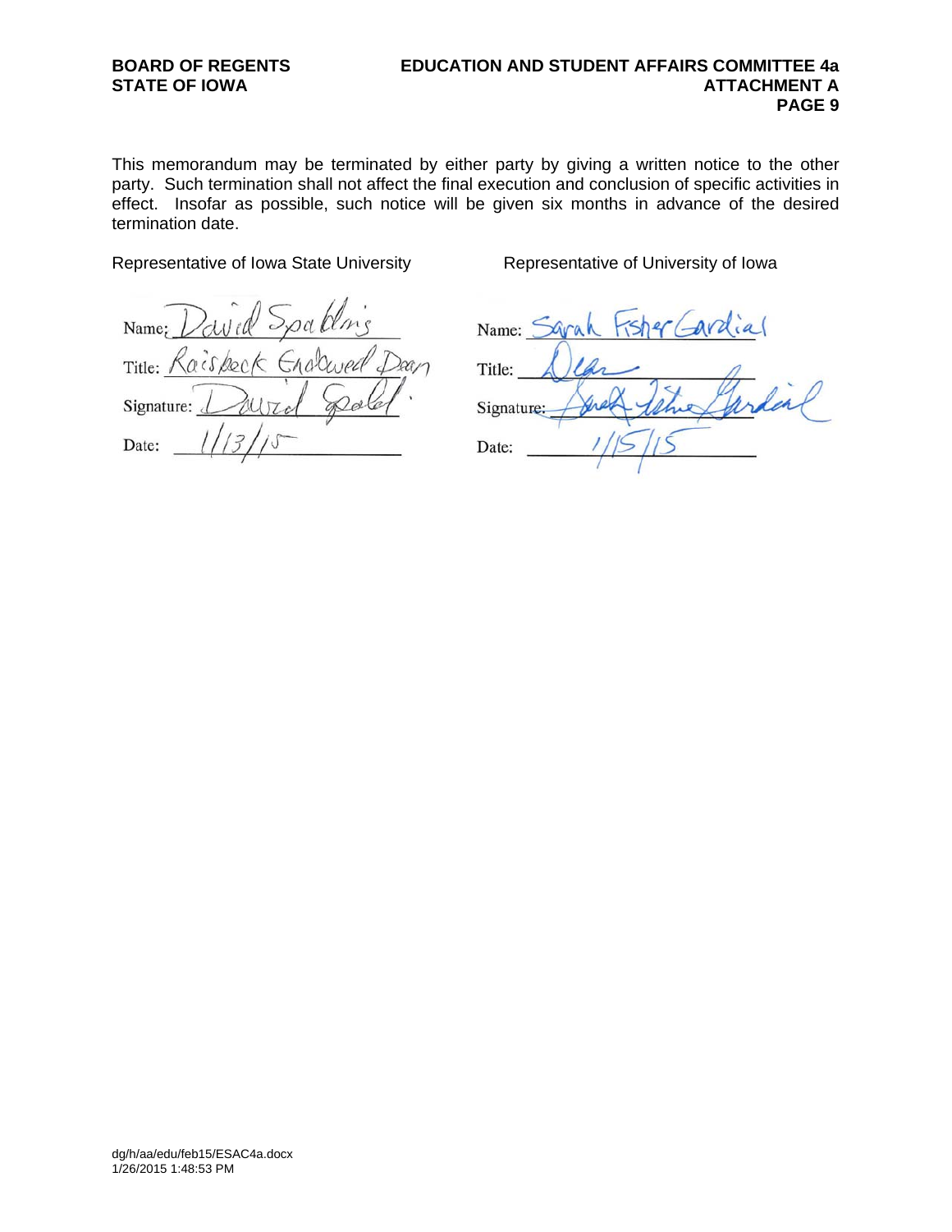This memorandum may be terminated by either party by giving a written notice to the other party. Such termination shall not affect the final execution and conclusion of specific activities in effect. Insofar as possible, such notice will be given six months in advance of the desired termination date.

| Representative of Iowa State University | Representative of University of Iowa |
| --- | --- |
| Name: David Spalding | Name: Sarah Fisher Gardial |
| Title: Raisbeck Endowed Dean | Title: Dean |
| Signature: David Spalding | Signature: Sarah Fisher Gardial |
| Date: 1/13/15 | Date: 1/15/15 |

dg/h/aa/edu/feb15/ESAC4a.docx
1/26/2015 1:48:53 PM